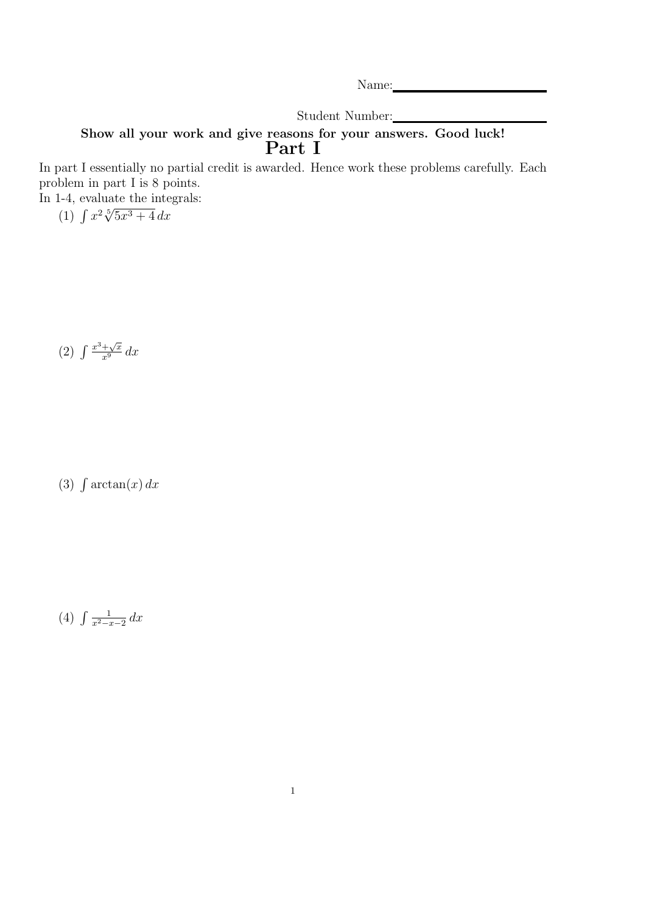Name:\_\_\_\_\_\_\_\_\_\_\_\_\_\_\_\_\_\_\_\_

Student Number:\_\_\_\_\_\_\_\_\_\_\_\_\_\_\_\_\_\_\_\_

**Show all your work and give reasons for your answers. Good luck!**

# Part I

In part I essentially no partial credit is awarded. Hence work these problems carefully. Each problem in part I is 8 points.

In 1-4, evaluate the integrals:

(1) $\int x^2 \sqrt[5]{5x^3 + 4}\, dx$

(2) $\int \frac{x^3 + \sqrt{x}}{x^9}\, dx$

(3) $\int \arctan(x)\, dx$

(4) $\int \frac{1}{x^2 - x - 2}\, dx$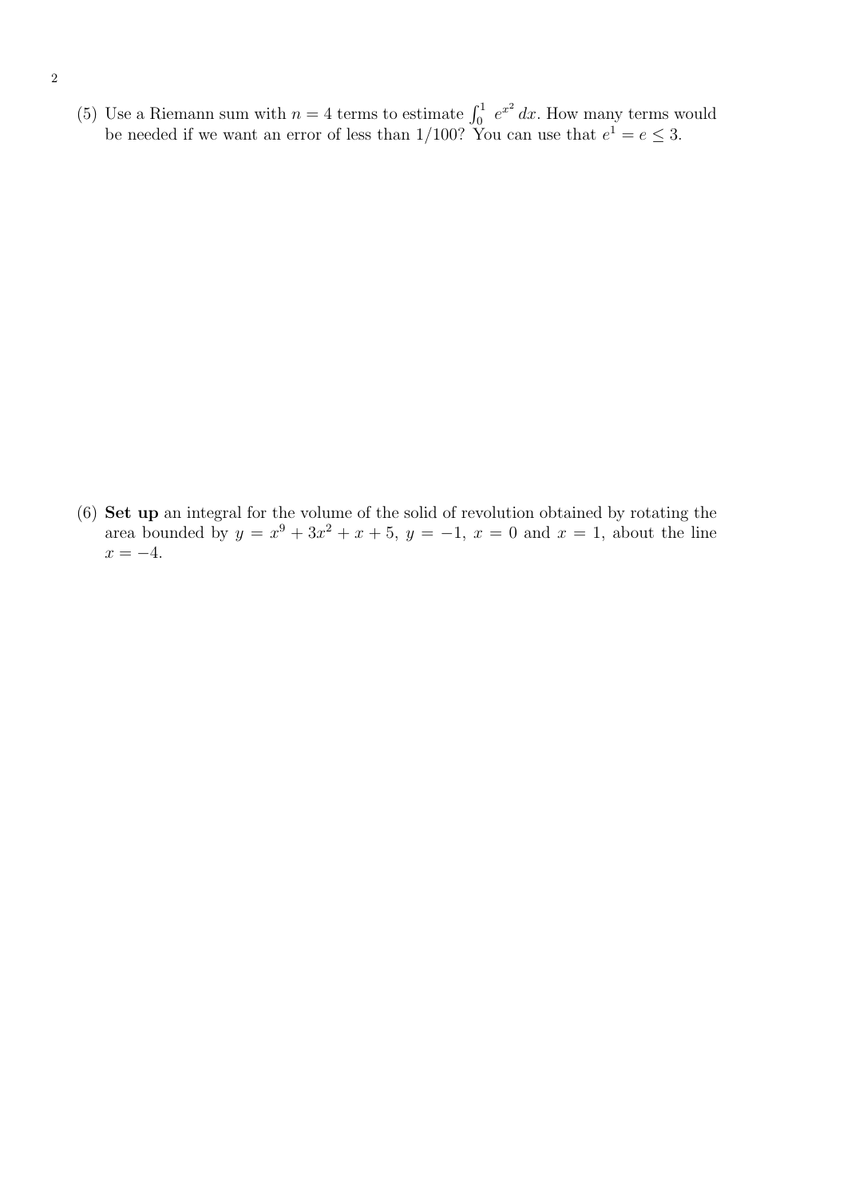(5) Use a Riemann sum with $n = 4$ terms to estimate $\int_0^1 e^{x^2}\,dx$. How many terms would be needed if we want an error of less than $1/100$? You can use that $e^1 = e \leq 3$.

(6) **Set up** an integral for the volume of the solid of revolution obtained by rotating the area bounded by $y = x^9 + 3x^2 + x + 5$, $y = -1$, $x = 0$ and $x = 1$, about the line $x = -4$.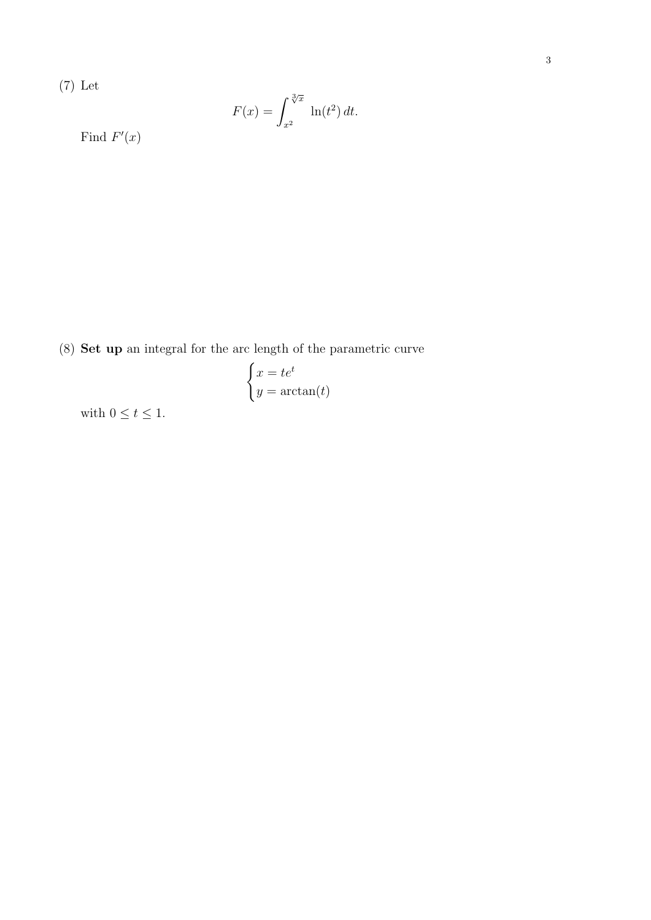(7) Let

$$F(x) = \int_{x^2}^{\sqrt[3]{x}} \ln(t^2)\, dt.$$

Find $F'(x)$

(8) **Set up** an integral for the arc length of the parametric curve

$$\begin{cases} x = te^t \\ y = \arctan(t) \end{cases}$$

with $0 \leq t \leq 1$.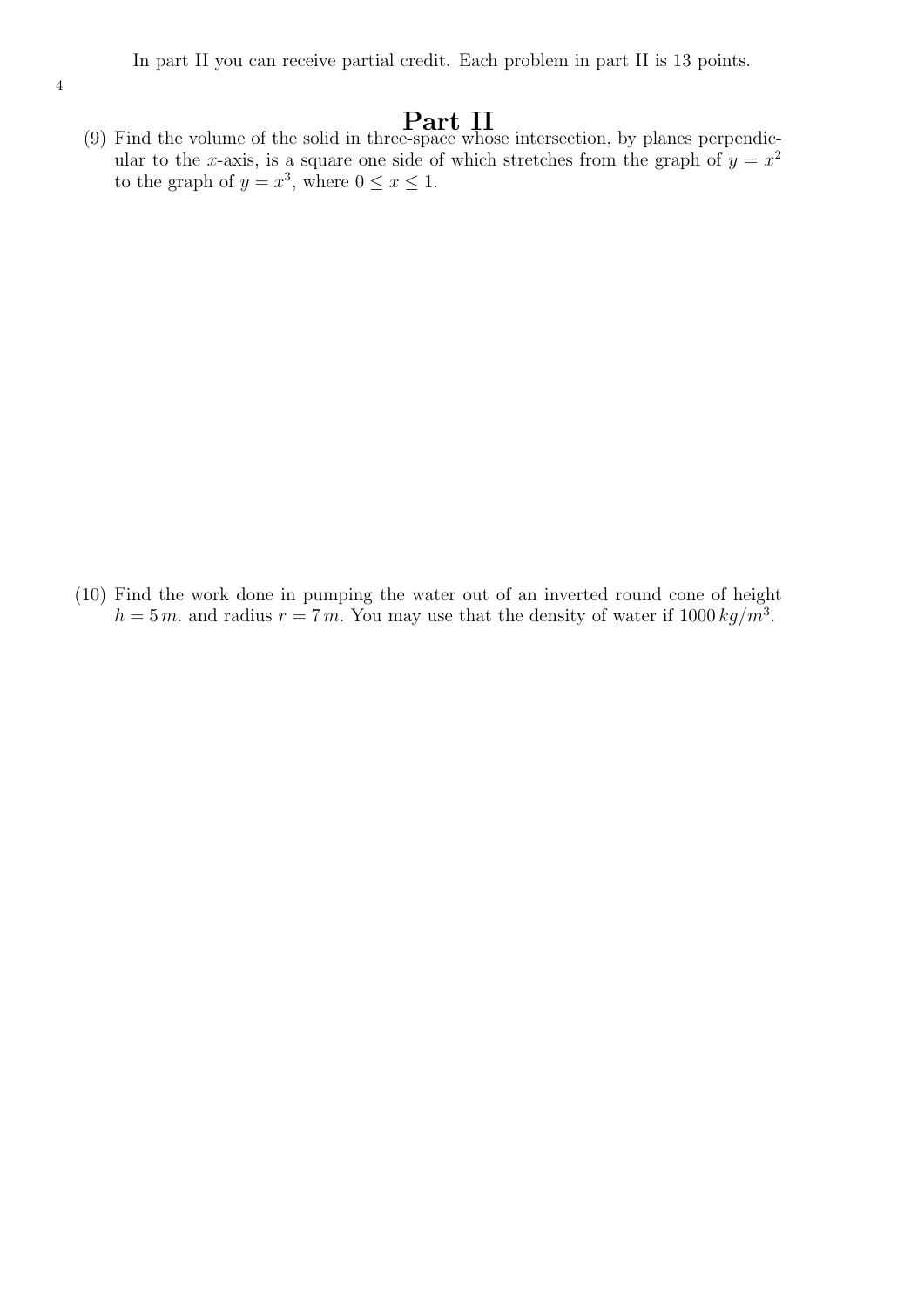In part II you can receive partial credit. Each problem in part II is 13 points.

# Part II

(9) Find the volume of the solid in three-space whose intersection, by planes perpendicular to the $x$-axis, is a square one side of which stretches from the graph of $y = x^2$ to the graph of $y = x^3$, where $0 \leq x \leq 1$.

(10) Find the work done in pumping the water out of an inverted round cone of height $h = 5\,m$. and radius $r = 7\,m$. You may use that the density of water if $1000\,kg/m^3$.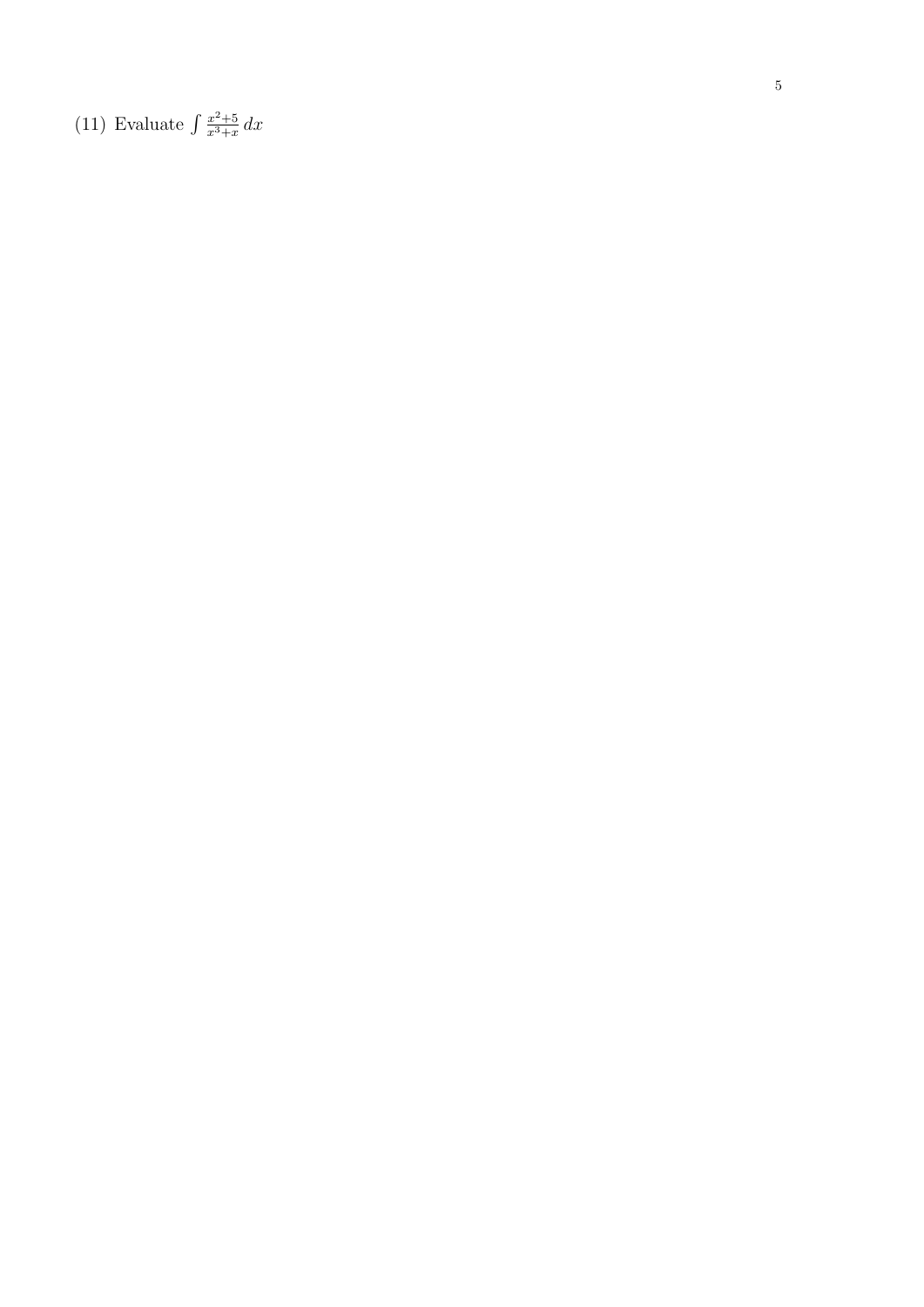(11) Evaluate $\int \frac{x^2+5}{x^3+x}\,dx$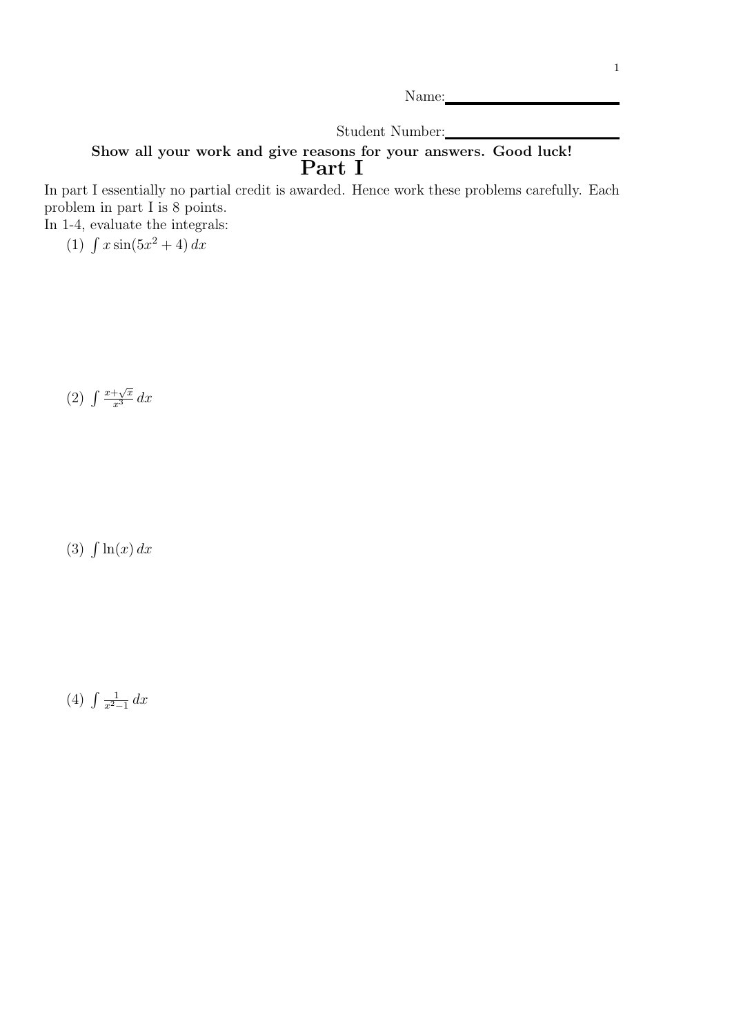Name:

Student Number:

**Show all your work and give reasons for your answers. Good luck!**

# Part I

In part I essentially no partial credit is awarded. Hence work these problems carefully. Each problem in part I is 8 points.

In 1-4, evaluate the integrals:

(1) $\int x \sin(5x^2 + 4)\, dx$

(2) $\int \frac{x+\sqrt{x}}{x^3}\, dx$

(3) $\int \ln(x)\, dx$

(4) $\int \frac{1}{x^2-1}\, dx$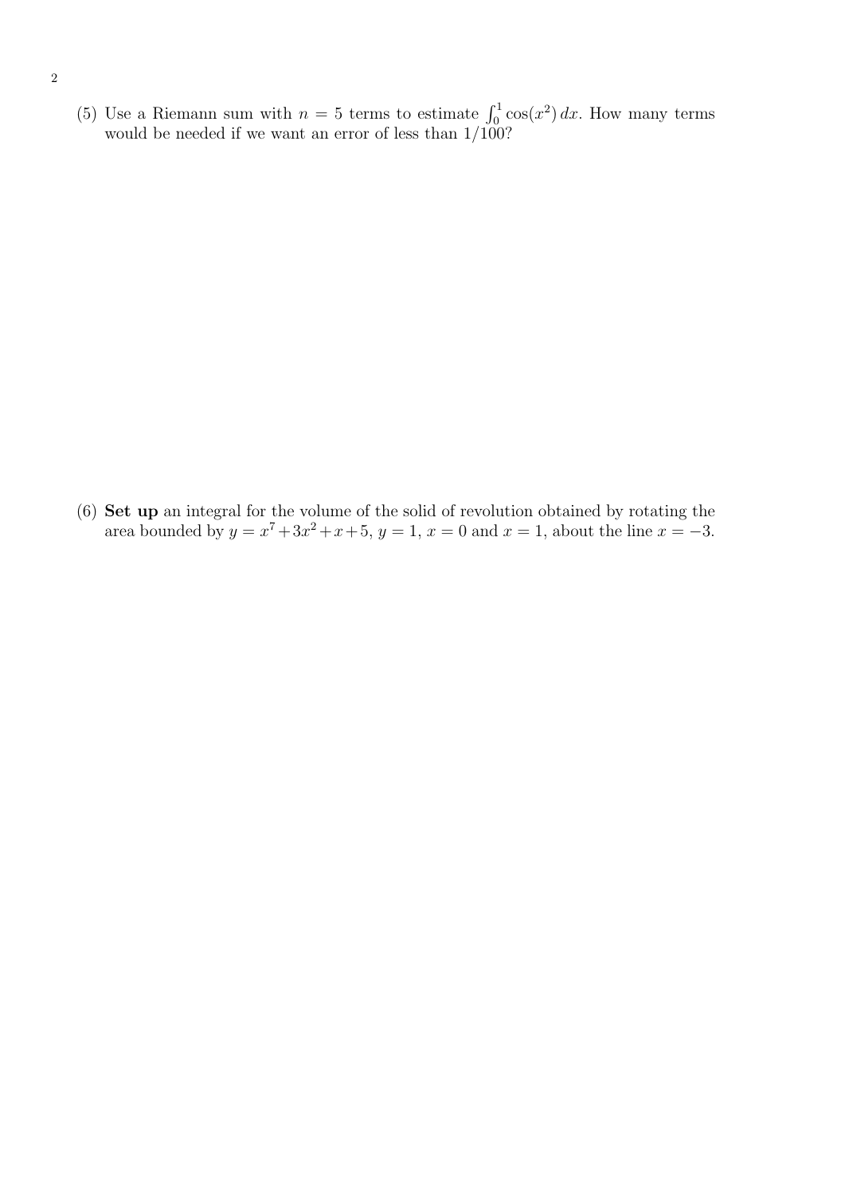(5) Use a Riemann sum with $n = 5$ terms to estimate $\int_0^1 \cos(x^2)\, dx$. How many terms would be needed if we want an error of less than $1/100$?

(6) **Set up** an integral for the volume of the solid of revolution obtained by rotating the area bounded by $y = x^7 + 3x^2 + x + 5$, $y = 1$, $x = 0$ and $x = 1$, about the line $x = -3$.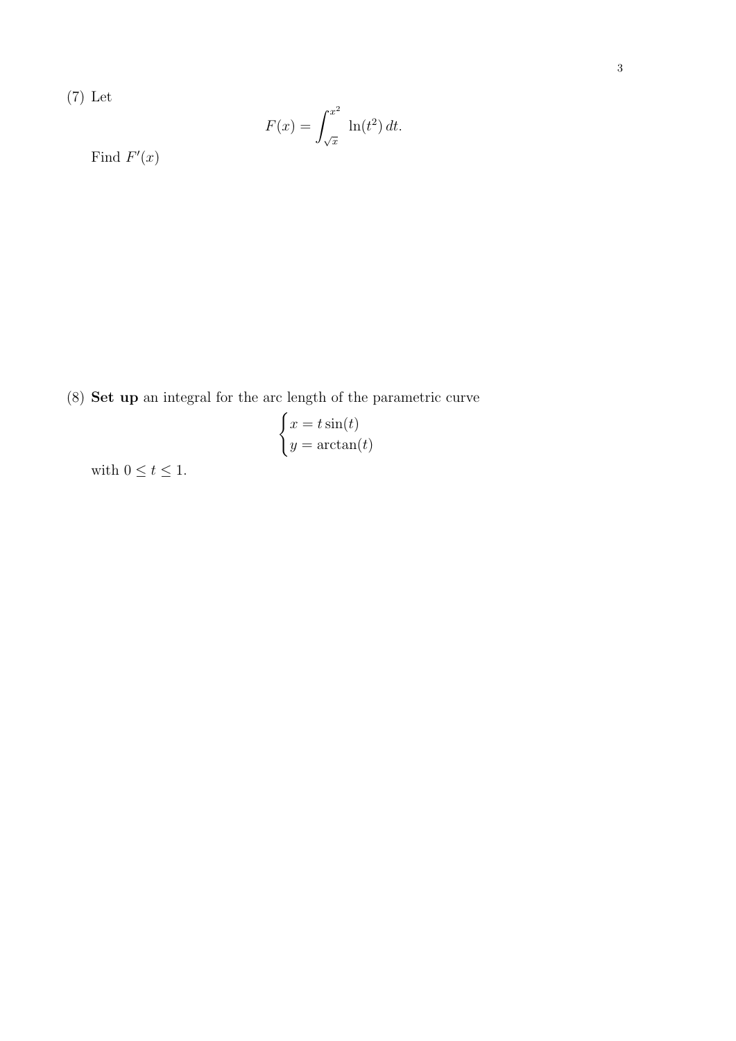(7) Let

$$F(x) = \int_{\sqrt{x}}^{x^2} \ln(t^2)\, dt.$$

Find $F'(x)$

(8) **Set up** an integral for the arc length of the parametric curve

$$\begin{cases} x = t\sin(t) \\ y = \arctan(t) \end{cases}$$

with $0 \leq t \leq 1$.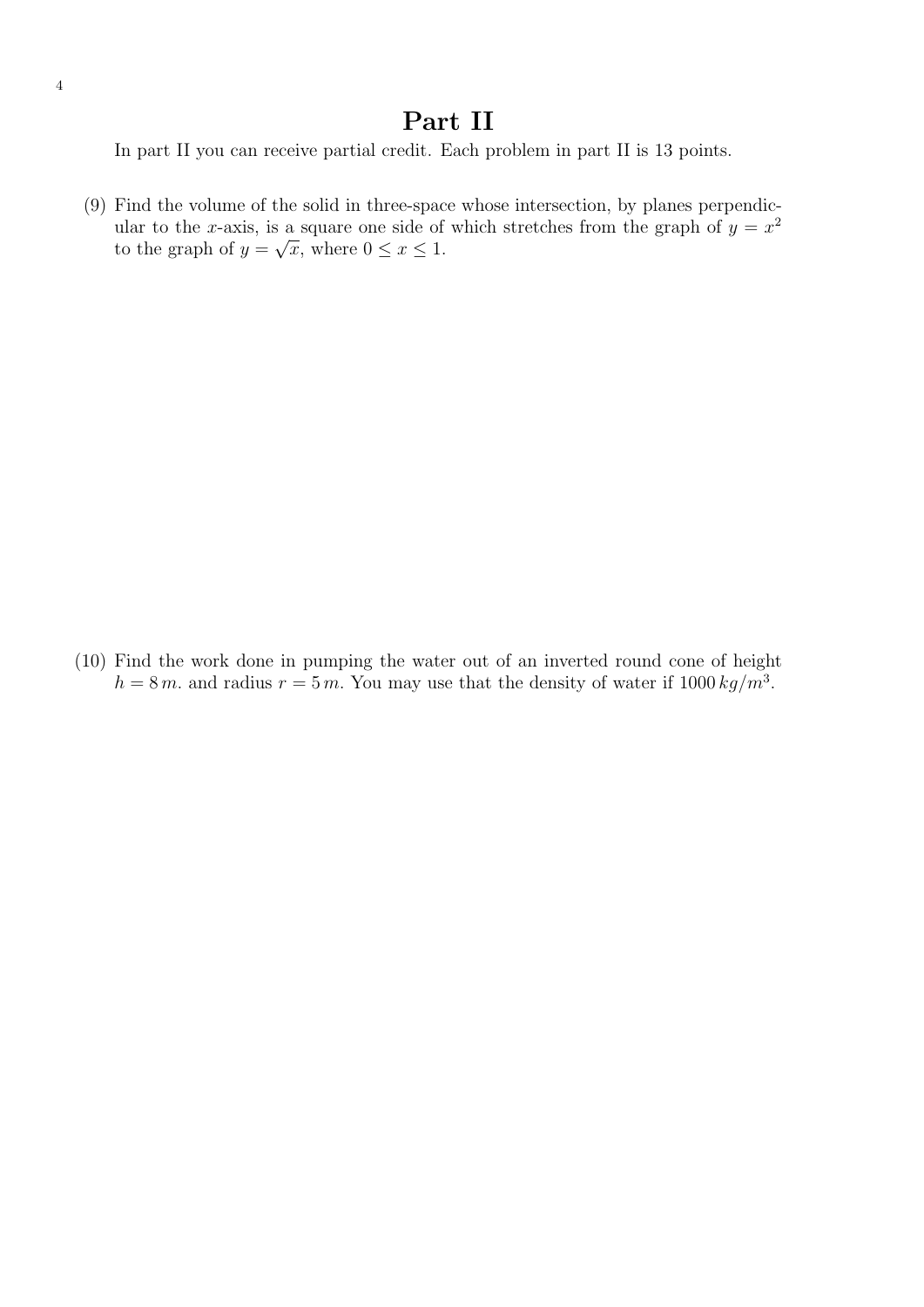# Part II

In part II you can receive partial credit. Each problem in part II is 13 points.

(9) Find the volume of the solid in three-space whose intersection, by planes perpendicular to the $x$-axis, is a square one side of which stretches from the graph of $y = x^2$ to the graph of $y = \sqrt{x}$, where $0 \leq x \leq 1$.

(10) Find the work done in pumping the water out of an inverted round cone of height $h = 8\,m$. and radius $r = 5\,m$. You may use that the density of water if $1000\,kg/m^3$.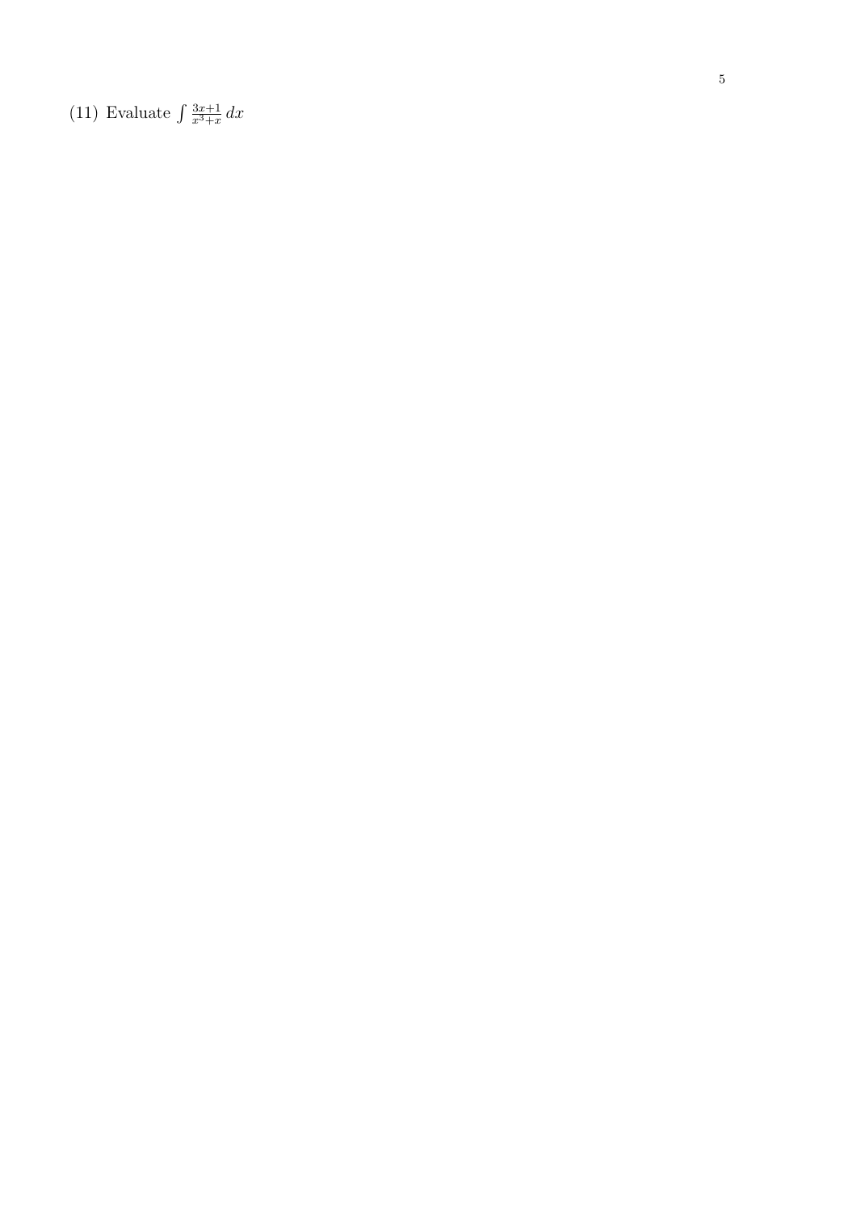(11) Evaluate $\int \frac{3x+1}{x^3+x}\, dx$